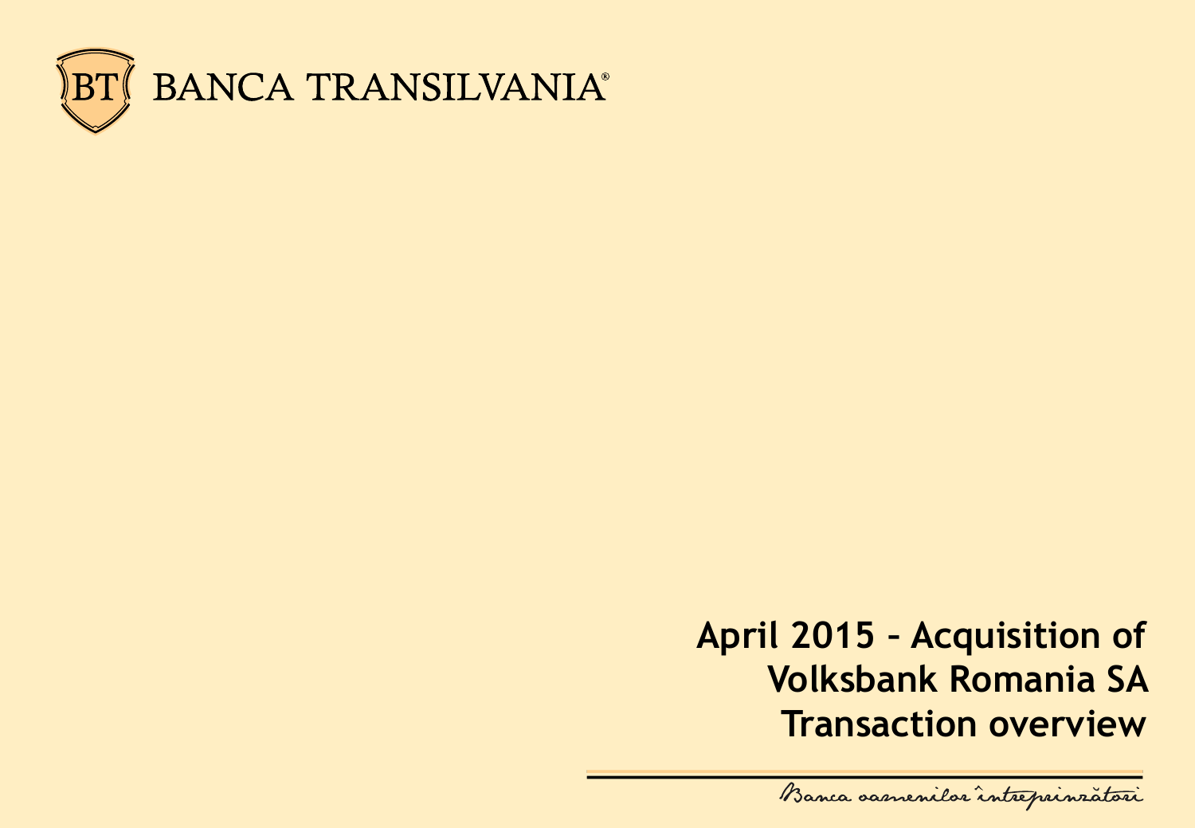BANCA TRANSILVANIA®

# April 2015 – Acquisition of Volksbank Romania SA Transaction overview

*Banca oamenilor întreprinzători*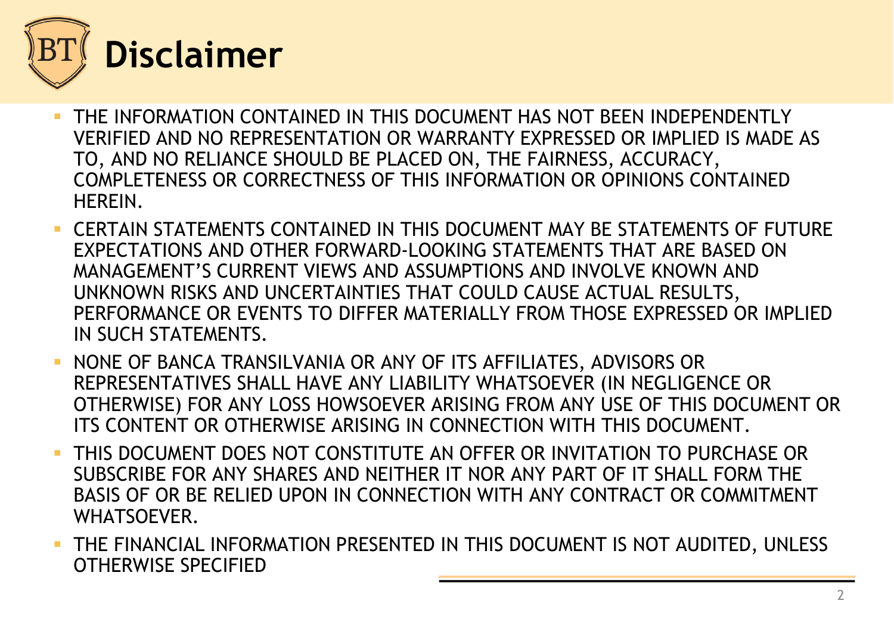# Disclaimer

- THE INFORMATION CONTAINED IN THIS DOCUMENT HAS NOT BEEN INDEPENDENTLY VERIFIED AND NO REPRESENTATION OR WARRANTY EXPRESSED OR IMPLIED IS MADE AS TO, AND NO RELIANCE SHOULD BE PLACED ON, THE FAIRNESS, ACCURACY, COMPLETENESS OR CORRECTNESS OF THIS INFORMATION OR OPINIONS CONTAINED HEREIN.
- CERTAIN STATEMENTS CONTAINED IN THIS DOCUMENT MAY BE STATEMENTS OF FUTURE EXPECTATIONS AND OTHER FORWARD-LOOKING STATEMENTS THAT ARE BASED ON MANAGEMENT'S CURRENT VIEWS AND ASSUMPTIONS AND INVOLVE KNOWN AND UNKNOWN RISKS AND UNCERTAINTIES THAT COULD CAUSE ACTUAL RESULTS, PERFORMANCE OR EVENTS TO DIFFER MATERIALLY FROM THOSE EXPRESSED OR IMPLIED IN SUCH STATEMENTS.
- NONE OF BANCA TRANSILVANIA OR ANY OF ITS AFFILIATES, ADVISORS OR REPRESENTATIVES SHALL HAVE ANY LIABILITY WHATSOEVER (IN NEGLIGENCE OR OTHERWISE) FOR ANY LOSS HOWSOEVER ARISING FROM ANY USE OF THIS DOCUMENT OR ITS CONTENT OR OTHERWISE ARISING IN CONNECTION WITH THIS DOCUMENT.
- THIS DOCUMENT DOES NOT CONSTITUTE AN OFFER OR INVITATION TO PURCHASE OR SUBSCRIBE FOR ANY SHARES AND NEITHER IT NOR ANY PART OF IT SHALL FORM THE BASIS OF OR BE RELIED UPON IN CONNECTION WITH ANY CONTRACT OR COMMITMENT WHATSOEVER.
- THE FINANCIAL INFORMATION PRESENTED IN THIS DOCUMENT IS NOT AUDITED, UNLESS OTHERWISE SPECIFIED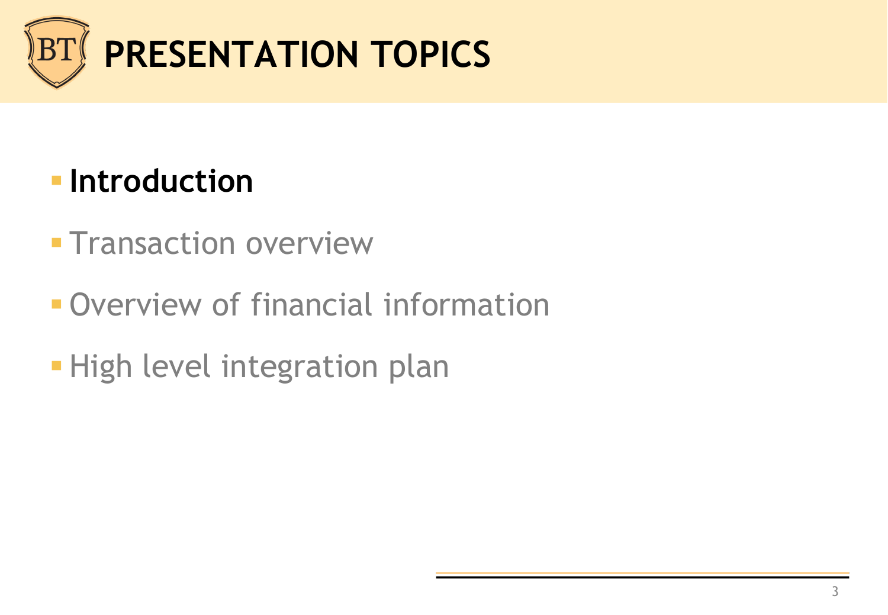# PRESENTATION TOPICS

- **Introduction**
- Transaction overview
- Overview of financial information
- High level integration plan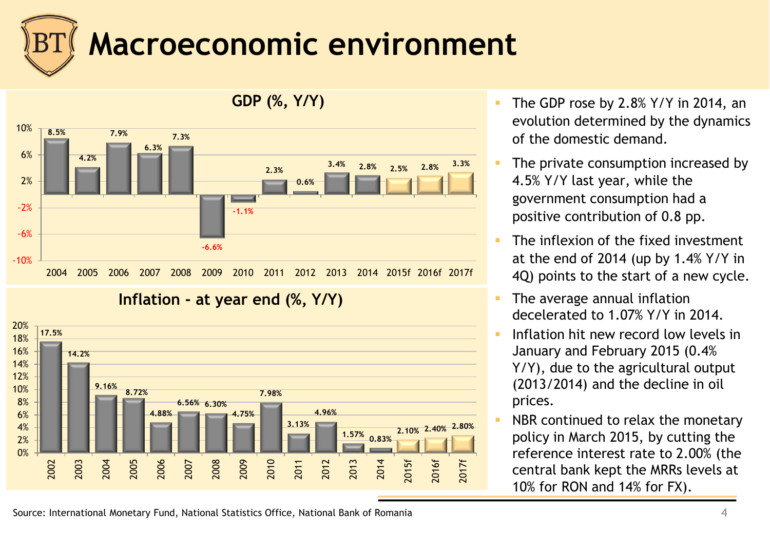# Macroeconomic environment

**GDP (%, Y/Y)**

| 2004 | 2005 | 2006 | 2007 | 2008 | 2009 | 2010 | 2011 | 2012 | 2013 | 2014 | 2015f | 2016f | 2017f |
|---|---|---|---|---|---|---|---|---|---|---|---|---|---|
| 8.5% | 4.2% | 7.9% | 6.3% | 7.3% | -6.6% | -1.1% | 2.3% | 0.6% | 3.4% | 2.8% | 2.5% | 2.8% | 3.3% |

**Inflation - at year end (%, Y/Y)**

| 2002 | 2003 | 2004 | 2005 | 2006 | 2007 | 2008 | 2009 | 2010 | 2011 | 2012 | 2013 | 2014 | 2015f | 2016f | 2017f |
|---|---|---|---|---|---|---|---|---|---|---|---|---|---|---|---|
| 17.5% | 14.2% | 9.16% | 8.72% | 4.88% | 6.56% | 6.30% | 4.75% | 7.98% | 3.13% | 4.96% | 1.57% | 0.83% | 2.10% | 2.40% | 2.80% |

- The GDP rose by 2.8% Y/Y in 2014, an evolution determined by the dynamics of the domestic demand.
- The private consumption increased by 4.5% Y/Y last year, while the government consumption had a positive contribution of 0.8 pp.
- The inflexion of the fixed investment at the end of 2014 (up by 1.4% Y/Y in 4Q) points to the start of a new cycle.
- The average annual inflation decelerated to 1.07% Y/Y in 2014.
- Inflation hit new record low levels in January and February 2015 (0.4% Y/Y), due to the agricultural output (2013/2014) and the decline in oil prices.
- NBR continued to relax the monetary policy in March 2015, by cutting the reference interest rate to 2.00% (the central bank kept the MRRs levels at 10% for RON and 14% for FX).

Source: International Monetary Fund, National Statistics Office, National Bank of Romania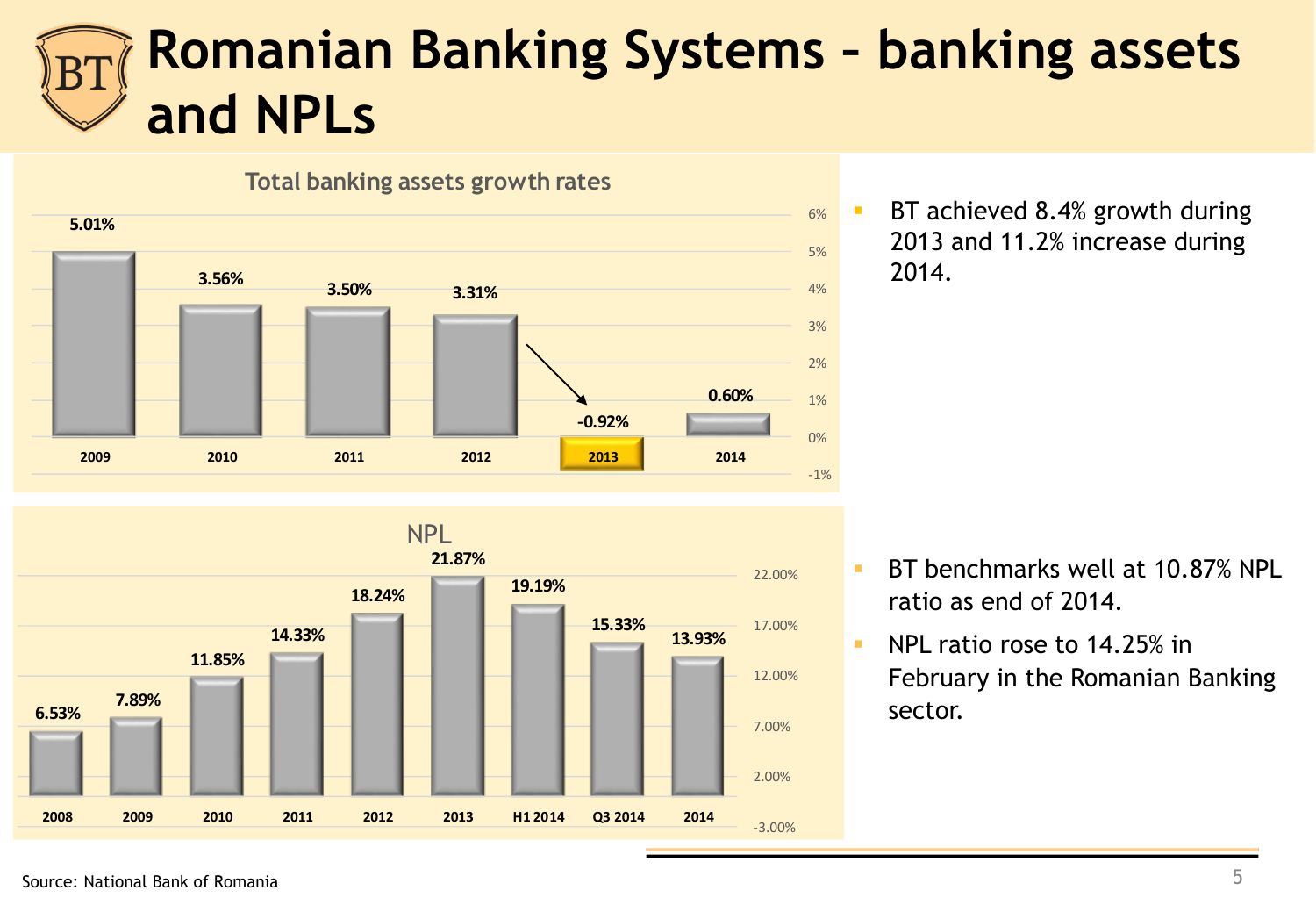# Romanian Banking Systems – banking assets and NPLs

**Total banking assets growth rates**

| Year | Growth rate |
|---|---|
| 2009 | 5.01% |
| 2010 | 3.56% |
| 2011 | 3.50% |
| 2012 | 3.31% |
| 2013 | -0.92% |
| 2014 | 0.60% |

- BT achieved 8.4% growth during 2013 and 11.2% increase during 2014.

**NPL**

| Period | NPL |
|---|---|
| 2008 | 6.53% |
| 2009 | 7.89% |
| 2010 | 11.85% |
| 2011 | 14.33% |
| 2012 | 18.24% |
| 2013 | 21.87% |
| H1 2014 | 19.19% |
| Q3 2014 | 15.33% |
| 2014 | 13.93% |

- BT benchmarks well at 10.87% NPL ratio as end of 2014.
- NPL ratio rose to 14.25% in February in the Romanian Banking sector.

Source: National Bank of Romania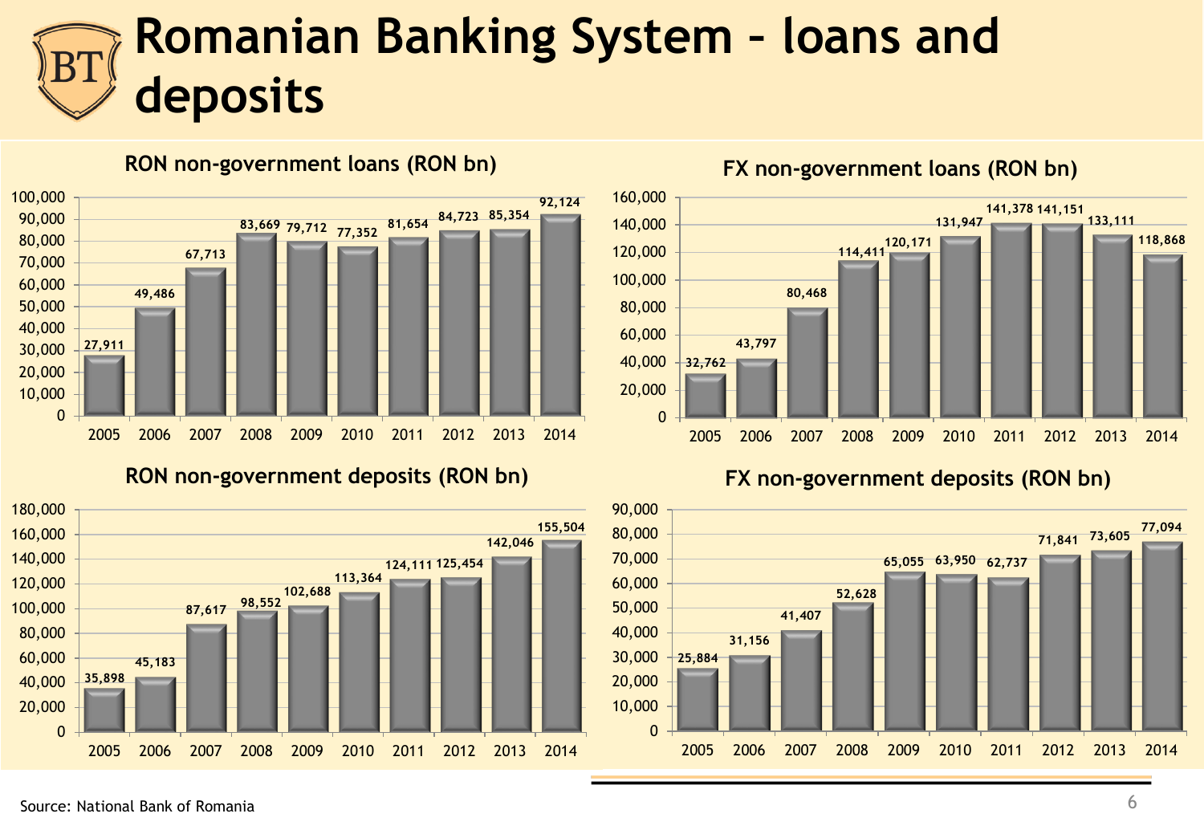# Romanian Banking System – loans and deposits

### RON non-government loans (RON bn)

| 2005 | 2006 | 2007 | 2008 | 2009 | 2010 | 2011 | 2012 | 2013 | 2014 |
|---|---|---|---|---|---|---|---|---|---|
| 27,911 | 49,486 | 67,713 | 83,669 | 79,712 | 77,352 | 81,654 | 84,723 | 85,354 | 92,124 |

### FX non-government loans (RON bn)

| 2005 | 2006 | 2007 | 2008 | 2009 | 2010 | 2011 | 2012 | 2013 | 2014 |
|---|---|---|---|---|---|---|---|---|---|
| 32,762 | 43,797 | 80,468 | 114,411 | 120,171 | 131,947 | 141,378 | 141,151 | 133,111 | 118,868 |

### RON non-government deposits (RON bn)

| 2005 | 2006 | 2007 | 2008 | 2009 | 2010 | 2011 | 2012 | 2013 | 2014 |
|---|---|---|---|---|---|---|---|---|---|
| 35,898 | 45,183 | 87,617 | 98,552 | 102,688 | 113,364 | 124,111 | 125,454 | 142,046 | 155,504 |

### FX non-government deposits (RON bn)

| 2005 | 2006 | 2007 | 2008 | 2009 | 2010 | 2011 | 2012 | 2013 | 2014 |
|---|---|---|---|---|---|---|---|---|---|
| 25,884 | 31,156 | 41,407 | 52,628 | 65,055 | 63,950 | 62,737 | 71,841 | 73,605 | 77,094 |

Source: National Bank of Romania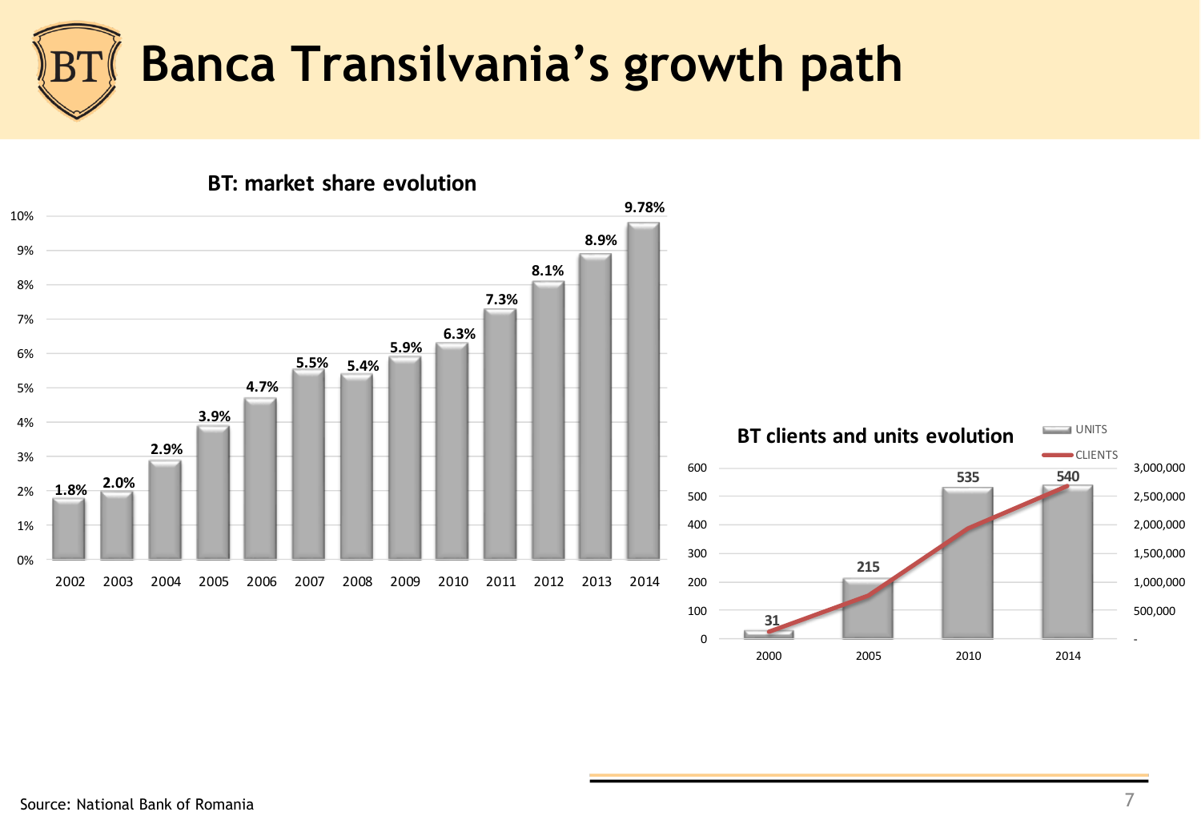# Banca Transilvania's growth path

## BT: market share evolution

| Year | Market share |
|---|---|
| 2002 | 1.8% |
| 2003 | 2.0% |
| 2004 | 2.9% |
| 2005 | 3.9% |
| 2006 | 4.7% |
| 2007 | 5.5% |
| 2008 | 5.4% |
| 2009 | 5.9% |
| 2010 | 6.3% |
| 2011 | 7.3% |
| 2012 | 8.1% |
| 2013 | 8.9% |
| 2014 | 9.78% |

## BT clients and units evolution

| Year | Units |
|---|---|
| 2000 | 31 |
| 2005 | 215 |
| 2010 | 535 |
| 2014 | 540 |

Source: National Bank of Romania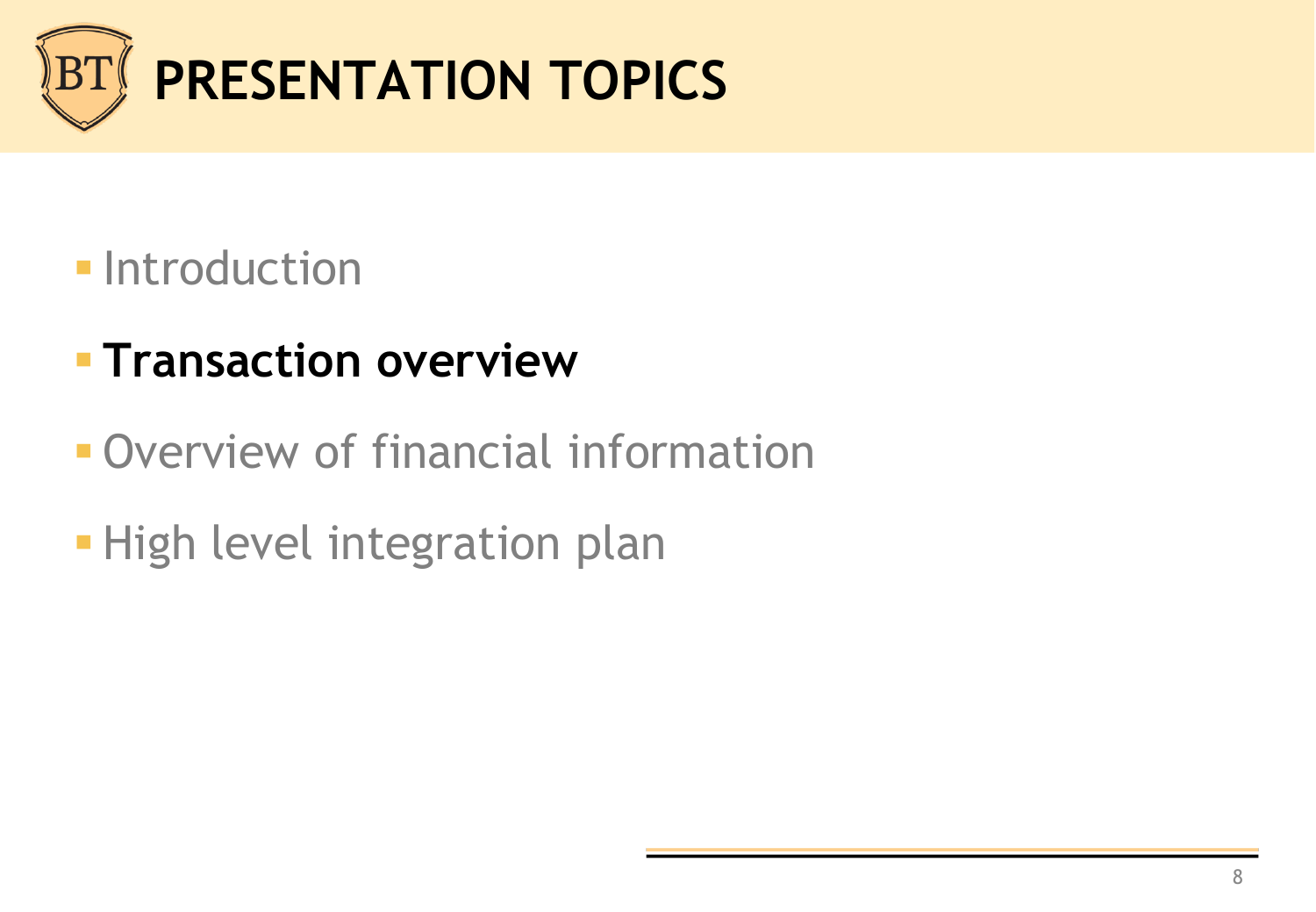# PRESENTATION TOPICS

- Introduction
- **Transaction overview**
- Overview of financial information
- High level integration plan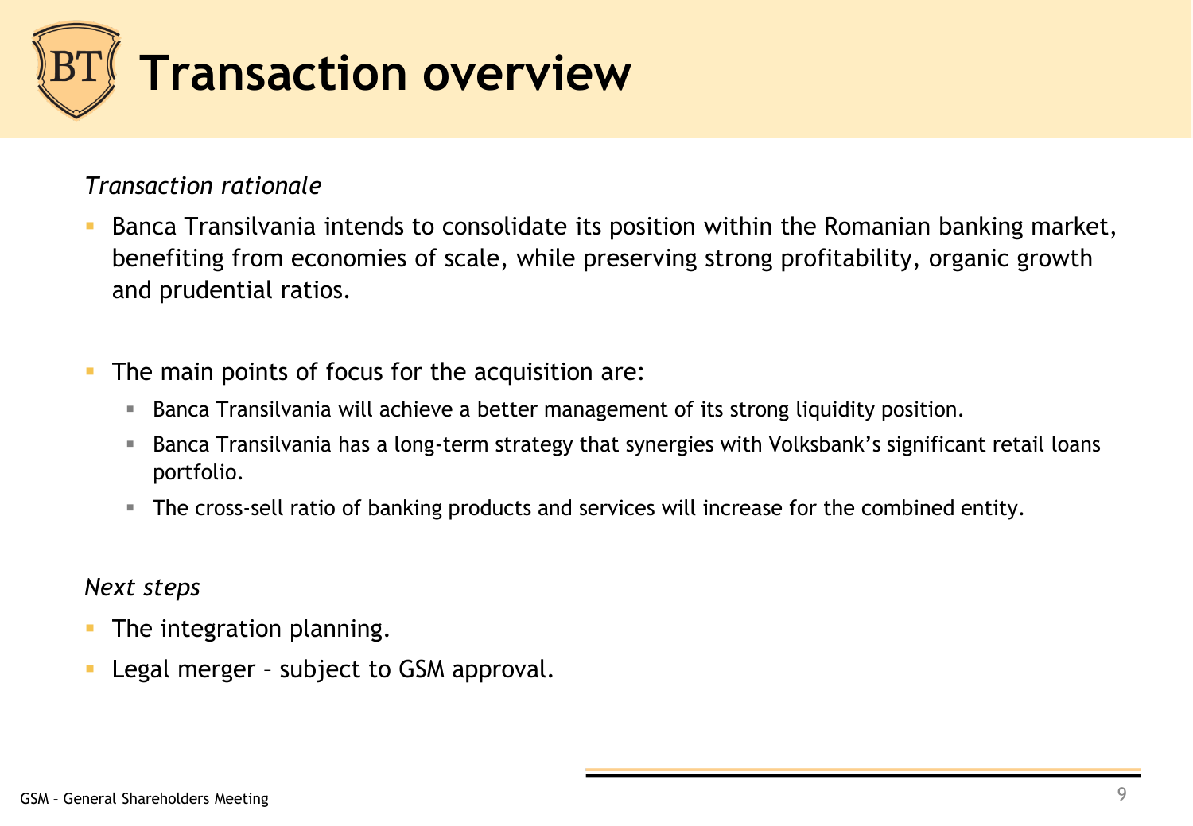# Transaction overview

*Transaction rationale*

- Banca Transilvania intends to consolidate its position within the Romanian banking market, benefiting from economies of scale, while preserving strong profitability, organic growth and prudential ratios.

- The main points of focus for the acquisition are:
  - Banca Transilvania will achieve a better management of its strong liquidity position.
  - Banca Transilvania has a long-term strategy that synergies with Volksbank's significant retail loans portfolio.
  - The cross-sell ratio of banking products and services will increase for the combined entity.

*Next steps*

- The integration planning.
- Legal merger – subject to GSM approval.

GSM – General Shareholders Meeting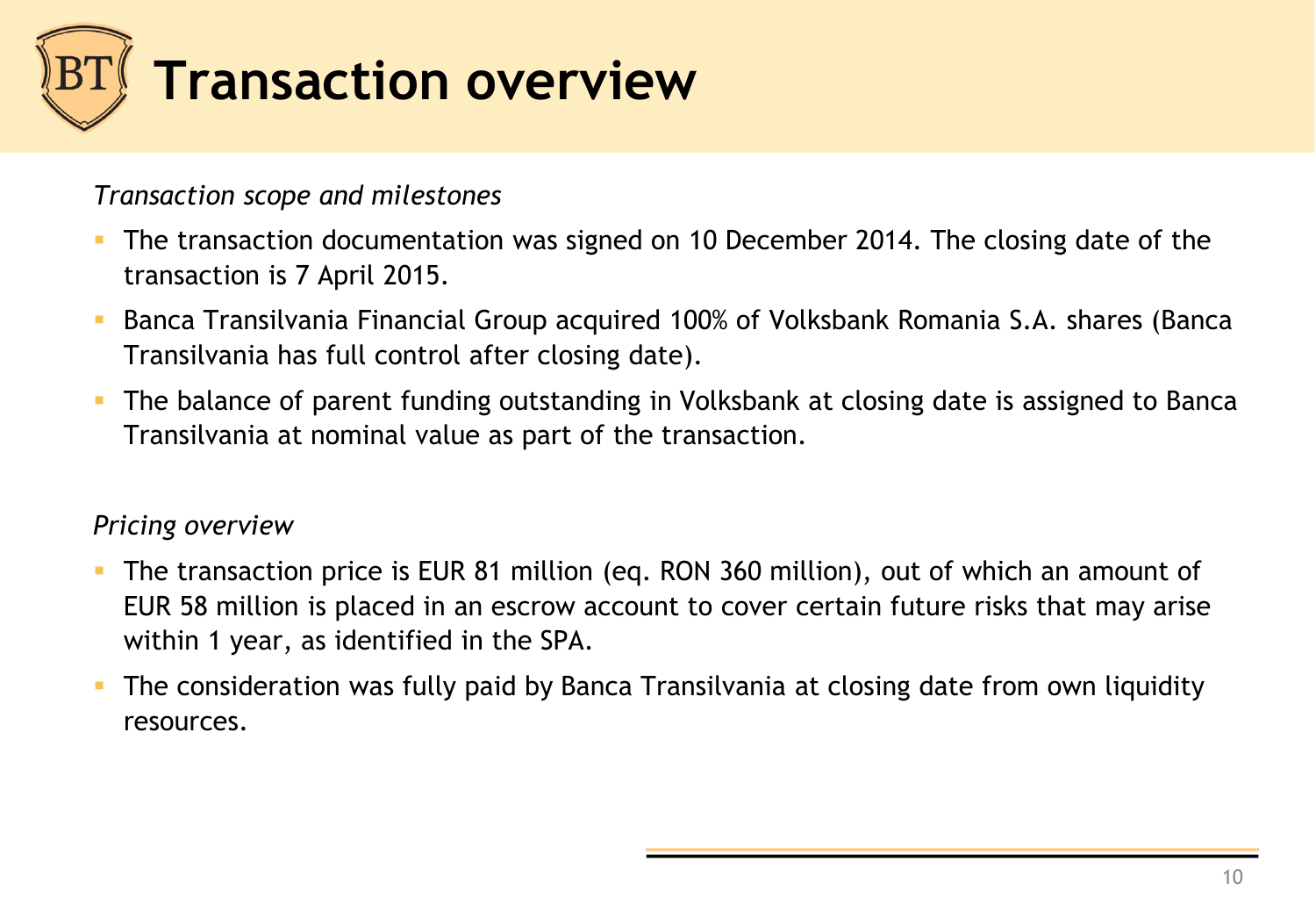# Transaction overview

*Transaction scope and milestones*

- The transaction documentation was signed on 10 December 2014. The closing date of the transaction is 7 April 2015.
- Banca Transilvania Financial Group acquired 100% of Volksbank Romania S.A. shares (Banca Transilvania has full control after closing date).
- The balance of parent funding outstanding in Volksbank at closing date is assigned to Banca Transilvania at nominal value as part of the transaction.

*Pricing overview*

- The transaction price is EUR 81 million (eq. RON 360 million), out of which an amount of EUR 58 million is placed in an escrow account to cover certain future risks that may arise within 1 year, as identified in the SPA.
- The consideration was fully paid by Banca Transilvania at closing date from own liquidity resources.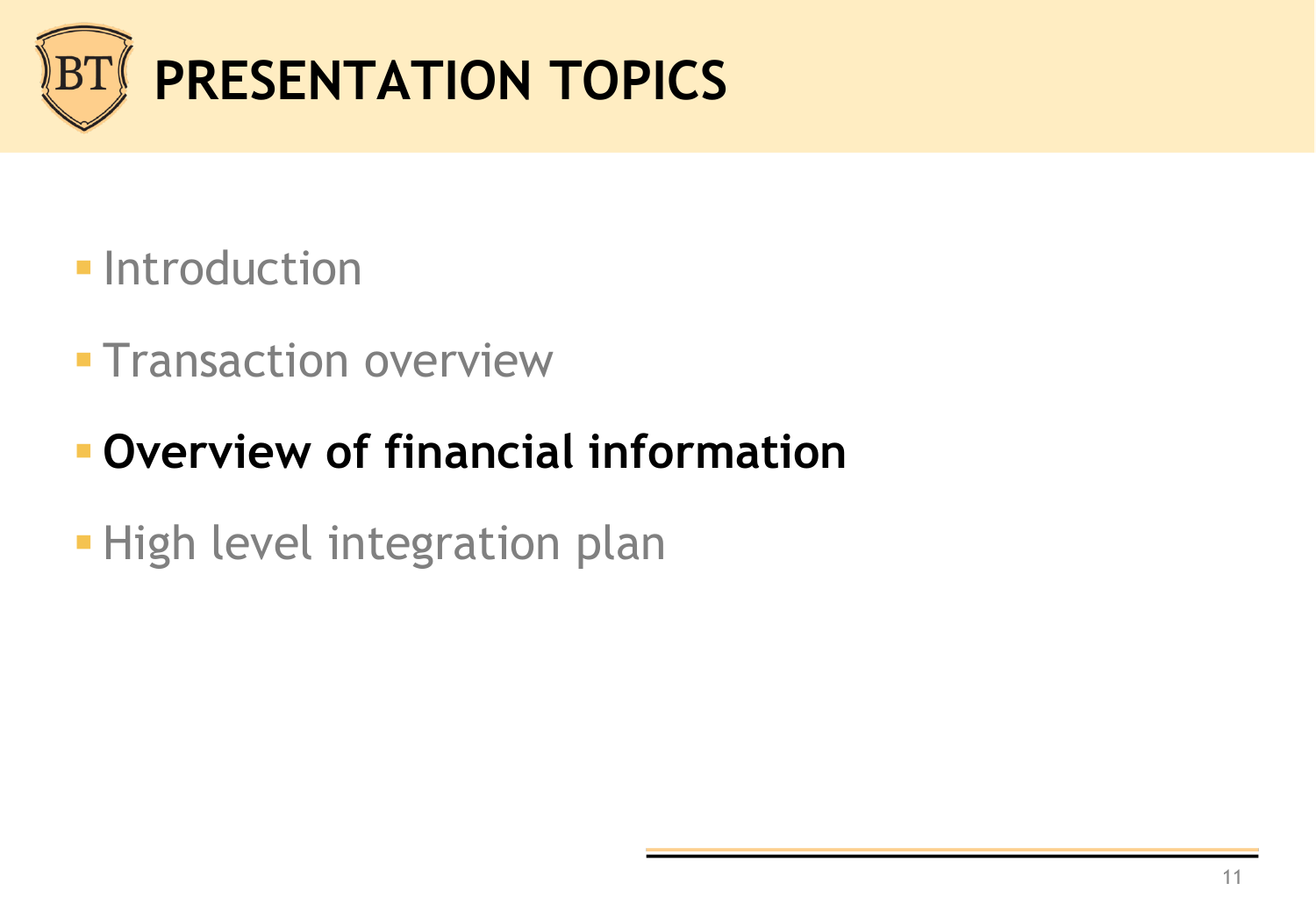# PRESENTATION TOPICS

- Introduction
- Transaction overview
- **Overview of financial information**
- High level integration plan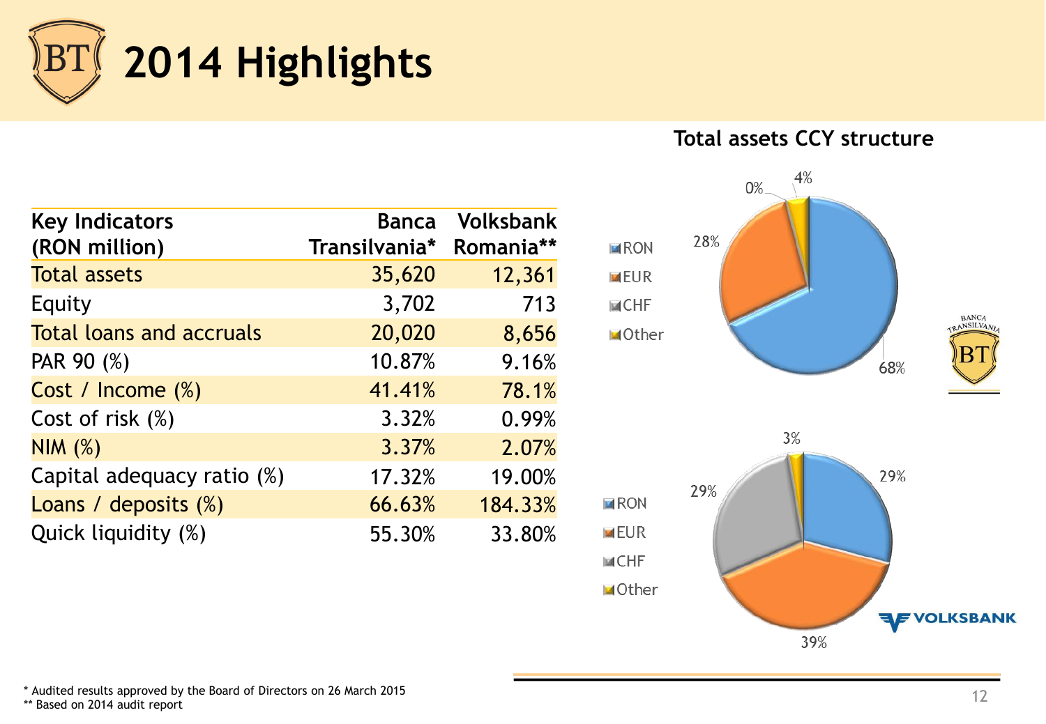# 2014 Highlights

| Key Indicators (RON million) | Banca Transilvania* | Volksbank Romania** |
|---|---|---|
| Total assets | 35,620 | 12,361 |
| Equity | 3,702 | 713 |
| Total loans and accruals | 20,020 | 8,656 |
| PAR 90 (%) | 10.87% | 9.16% |
| Cost / Income (%) | 41.41% | 78.1% |
| Cost of risk (%) | 3.32% | 0.99% |
| NIM (%) | 3.37% | 2.07% |
| Capital adequacy ratio (%) | 17.32% | 19.00% |
| Loans / deposits (%) | 66.63% | 184.33% |
| Quick liquidity (%) | 55.30% | 33.80% |

## Total assets CCY structure

**Banca Transilvania**

| Currency | Share |
|---|---|
| RON | 68% |
| EUR | 28% |
| CHF | 0% |
| Other | 4% |

**Volksbank**

| Currency | Share |
|---|---|
| RON | 29% |
| EUR | 39% |
| CHF | 29% |
| Other | 3% |

\* Audited results approved by the Board of Directors on 26 March 2015
\** Based on 2014 audit report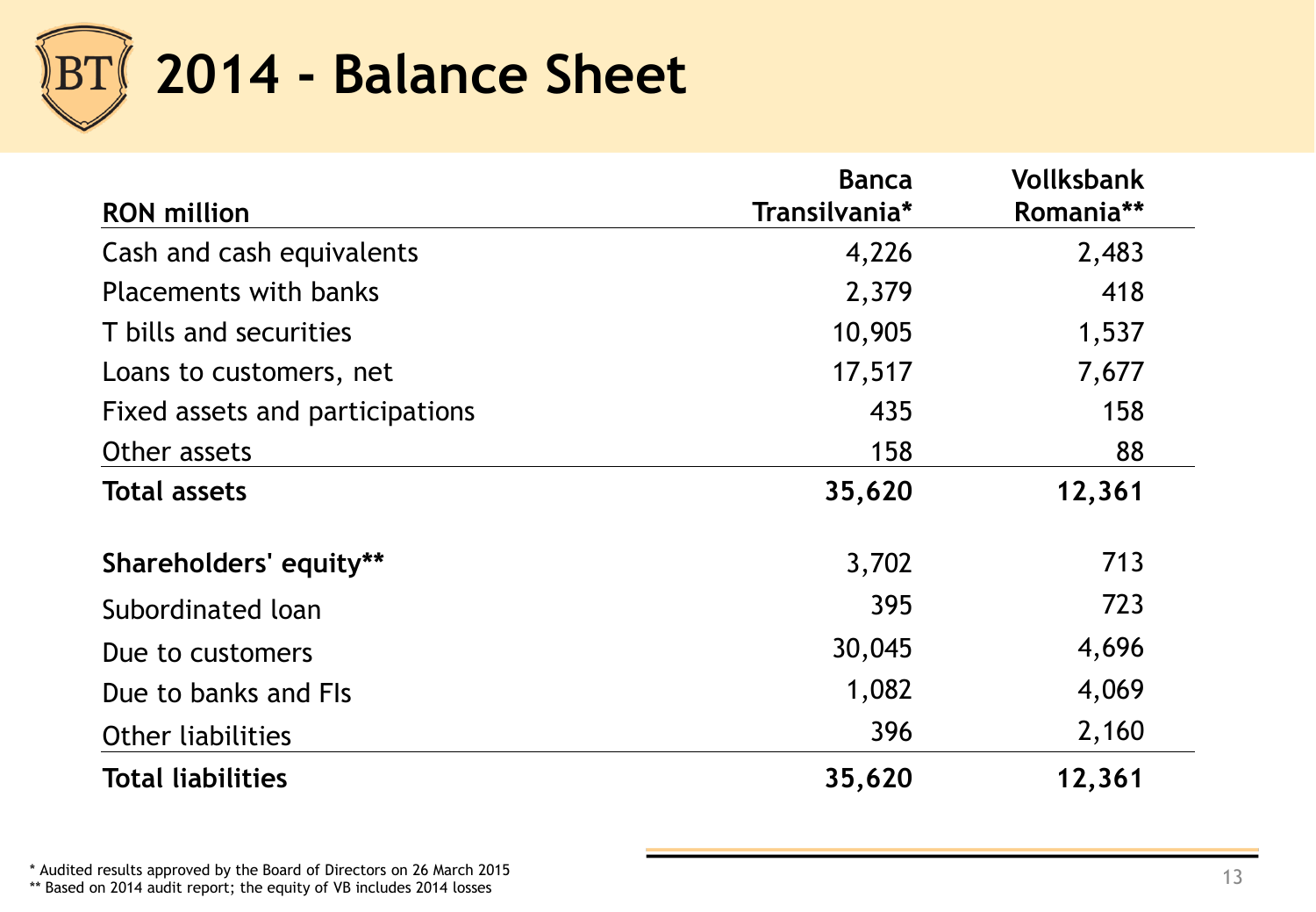# 2014 - Balance Sheet

| RON million | Banca Transilvania* | Vollksbank Romania** |
|---|---|---|
| Cash and cash equivalents | 4,226 | 2,483 |
| Placements with banks | 2,379 | 418 |
| T bills and securities | 10,905 | 1,537 |
| Loans to customers, net | 17,517 | 7,677 |
| Fixed assets and participations | 435 | 158 |
| Other assets | 158 | 88 |
| **Total assets** | **35,620** | **12,361** |
| **Shareholders' equity**** | 3,702 | 713 |
| Subordinated loan | 395 | 723 |
| Due to customers | 30,045 | 4,696 |
| Due to banks and FIs | 1,082 | 4,069 |
| Other liabilities | 396 | 2,160 |
| **Total liabilities** | **35,620** | **12,361** |

\* Audited results approved by the Board of Directors on 26 March 2015
\*\* Based on 2014 audit report; the equity of VB includes 2014 losses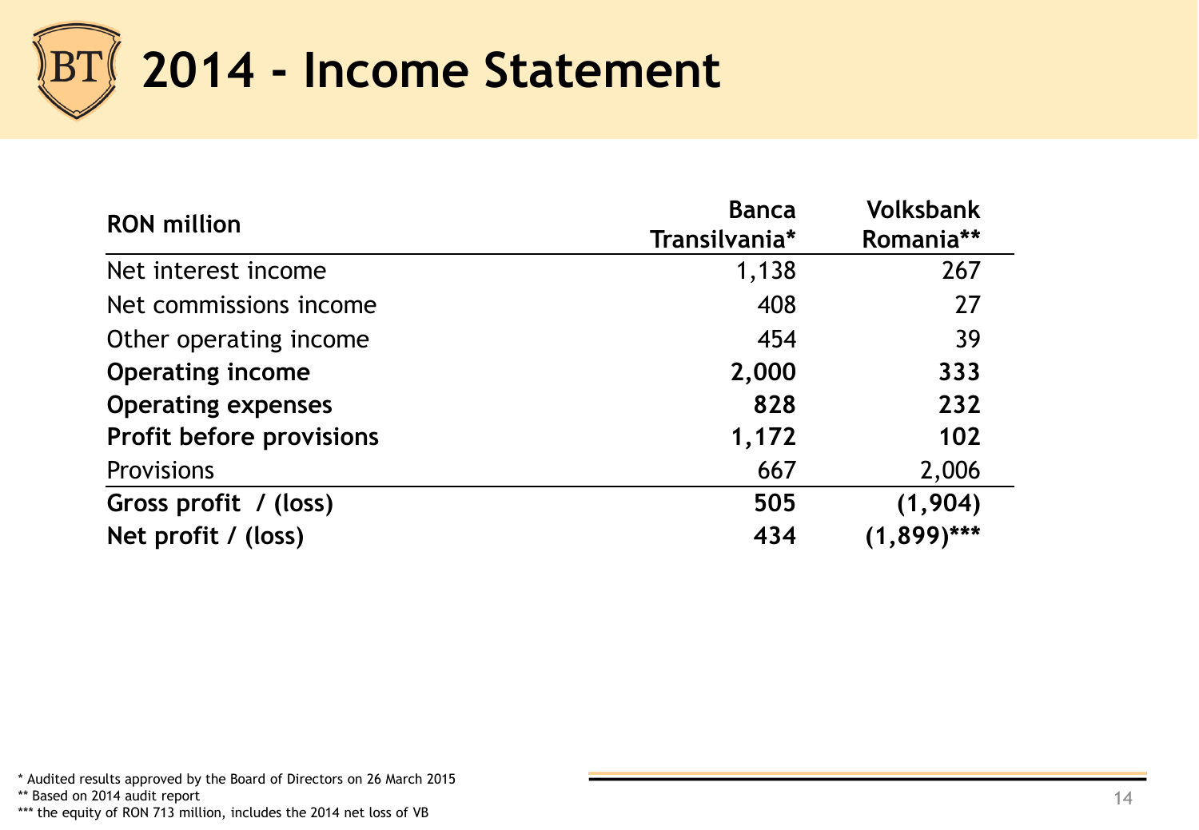# 2014 - Income Statement

| RON million | Banca Transilvania* | Volksbank Romania** |
|---|---|---|
| Net interest income | 1,138 | 267 |
| Net commissions income | 408 | 27 |
| Other operating income | 454 | 39 |
| **Operating income** | **2,000** | **333** |
| **Operating expenses** | **828** | **232** |
| **Profit before provisions** | **1,172** | **102** |
| Provisions | 667 | 2,006 |
| **Gross profit / (loss)** | **505** | **(1,904)** |
| **Net profit / (loss)** | **434** | **(1,899)*** ** |

* Audited results approved by the Board of Directors on 26 March 2015

** Based on 2014 audit report

*** the equity of RON 713 million, includes the 2014 net loss of VB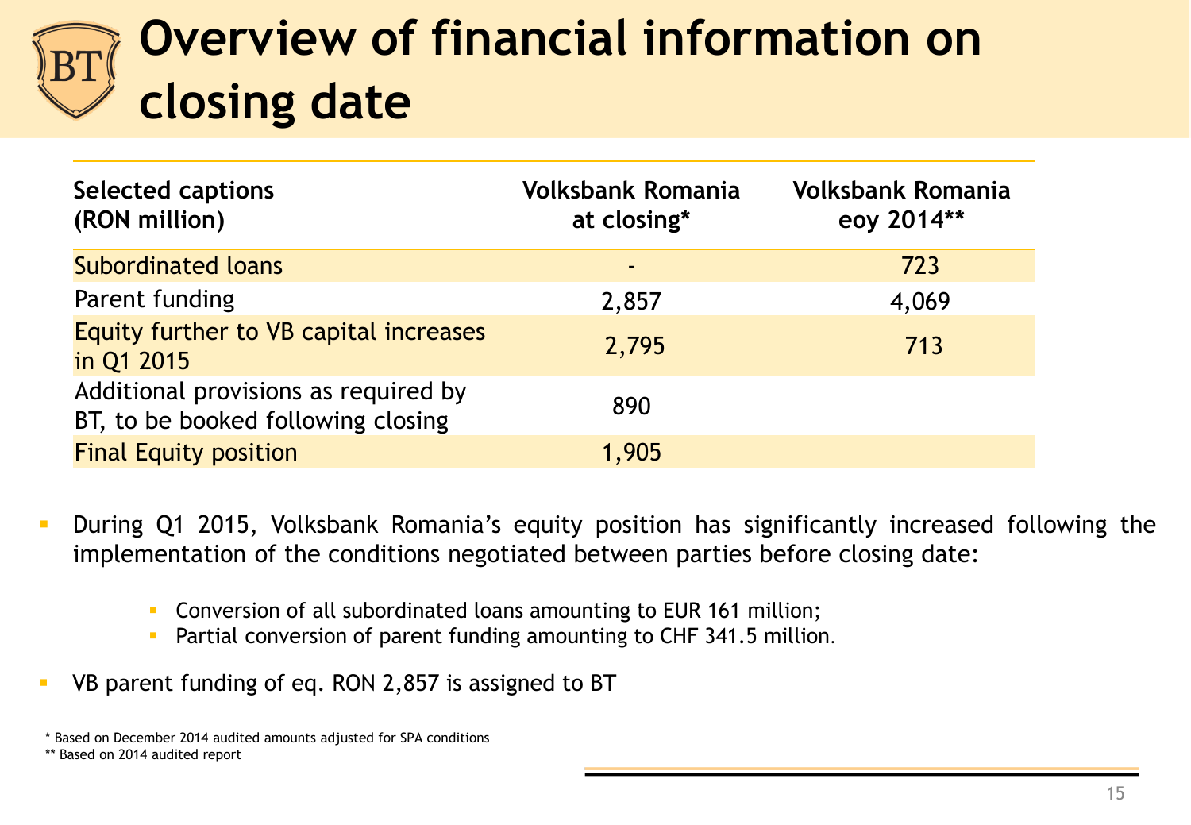# Overview of financial information on closing date

| Selected captions (RON million) | Volksbank Romania at closing* | Volksbank Romania eoy 2014** |
|---|---|---|
| Subordinated loans | - | 723 |
| Parent funding | 2,857 | 4,069 |
| Equity further to VB capital increases in Q1 2015 | 2,795 | 713 |
| Additional provisions as required by BT, to be booked following closing | 890 | |
| Final Equity position | 1,905 | |

- During Q1 2015, Volksbank Romania's equity position has significantly increased following the implementation of the conditions negotiated between parties before closing date:
  - Conversion of all subordinated loans amounting to EUR 161 million;
  - Partial conversion of parent funding amounting to CHF 341.5 million.
- VB parent funding of eq. RON 2,857 is assigned to BT

* Based on December 2014 audited amounts adjusted for SPA conditions

** Based on 2014 audited report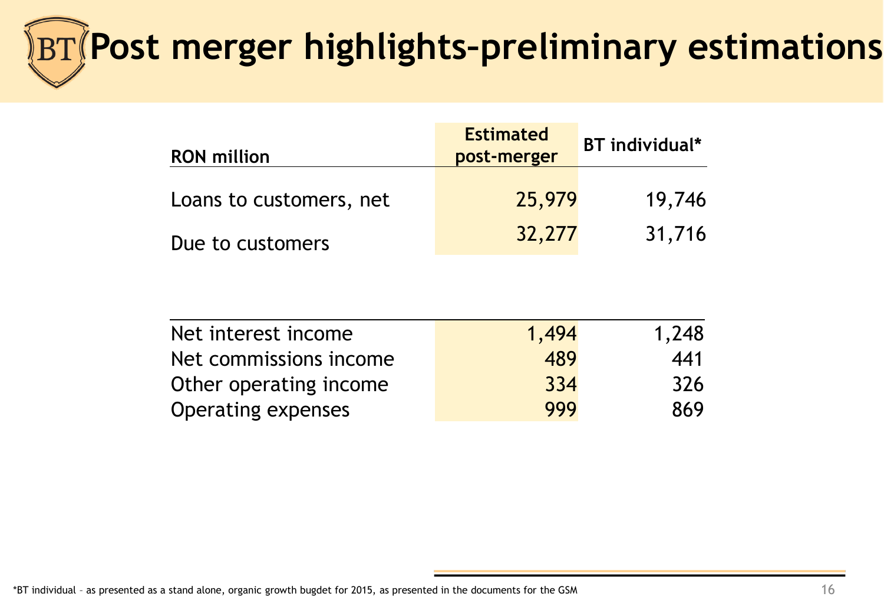# Post merger highlights-preliminary estimations

| RON million | Estimated post-merger | BT individual* |
|---|---|---|
| Loans to customers, net | 25,979 | 19,746 |
| Due to customers | 32,277 | 31,716 |

| | | |
|---|---|---|
| Net interest income | 1,494 | 1,248 |
| Net commissions income | 489 | 441 |
| Other operating income | 334 | 326 |
| Operating expenses | 999 | 869 |

*BT individual – as presented as a stand alone, organic growth bugdet for 2015, as presented in the documents for the GSM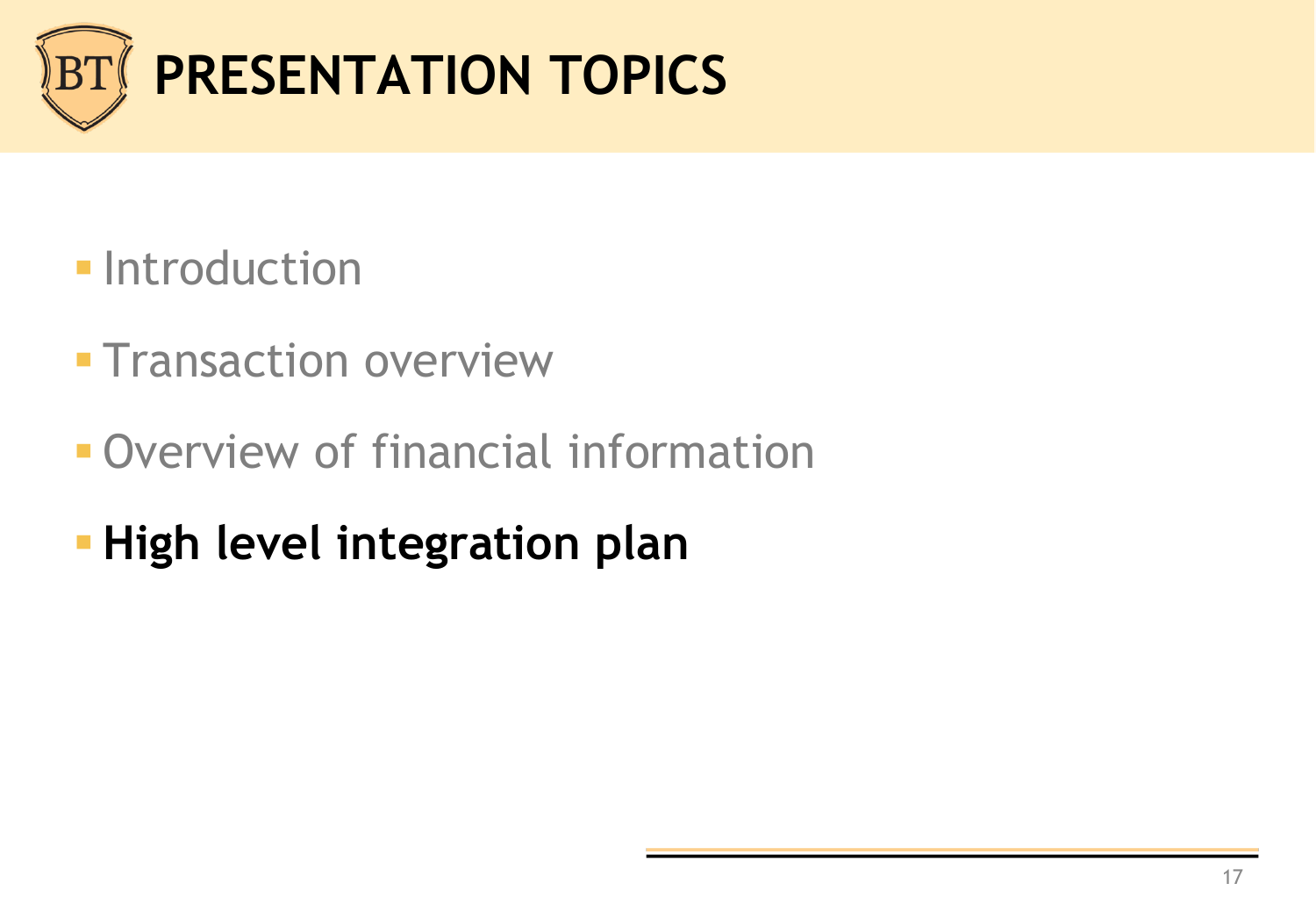# PRESENTATION TOPICS

- Introduction
- Transaction overview
- Overview of financial information
- **High level integration plan**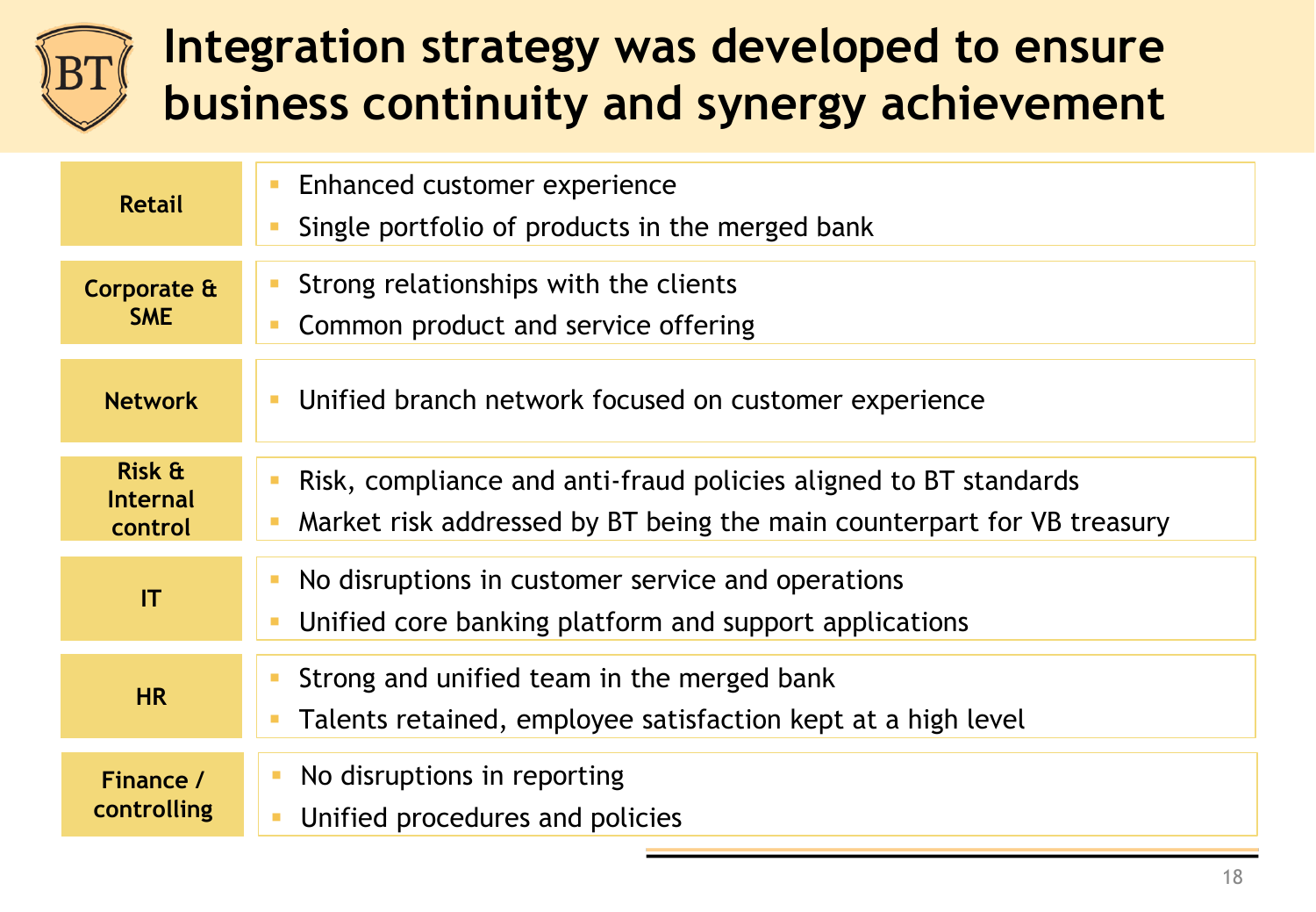# Integration strategy was developed to ensure business continuity and synergy achievement

| Area | Objectives |
|---|---|
| **Retail** | ▪ Enhanced customer experience<br>▪ Single portfolio of products in the merged bank |
| **Corporate & SME** | ▪ Strong relationships with the clients<br>▪ Common product and service offering |
| **Network** | ▪ Unified branch network focused on customer experience |
| **Risk & Internal control** | ▪ Risk, compliance and anti-fraud policies aligned to BT standards<br>▪ Market risk addressed by BT being the main counterpart for VB treasury |
| **IT** | ▪ No disruptions in customer service and operations<br>▪ Unified core banking platform and support applications |
| **HR** | ▪ Strong and unified team in the merged bank<br>▪ Talents retained, employee satisfaction kept at a high level |
| **Finance / controlling** | ▪ No disruptions in reporting<br>▪ Unified procedures and policies |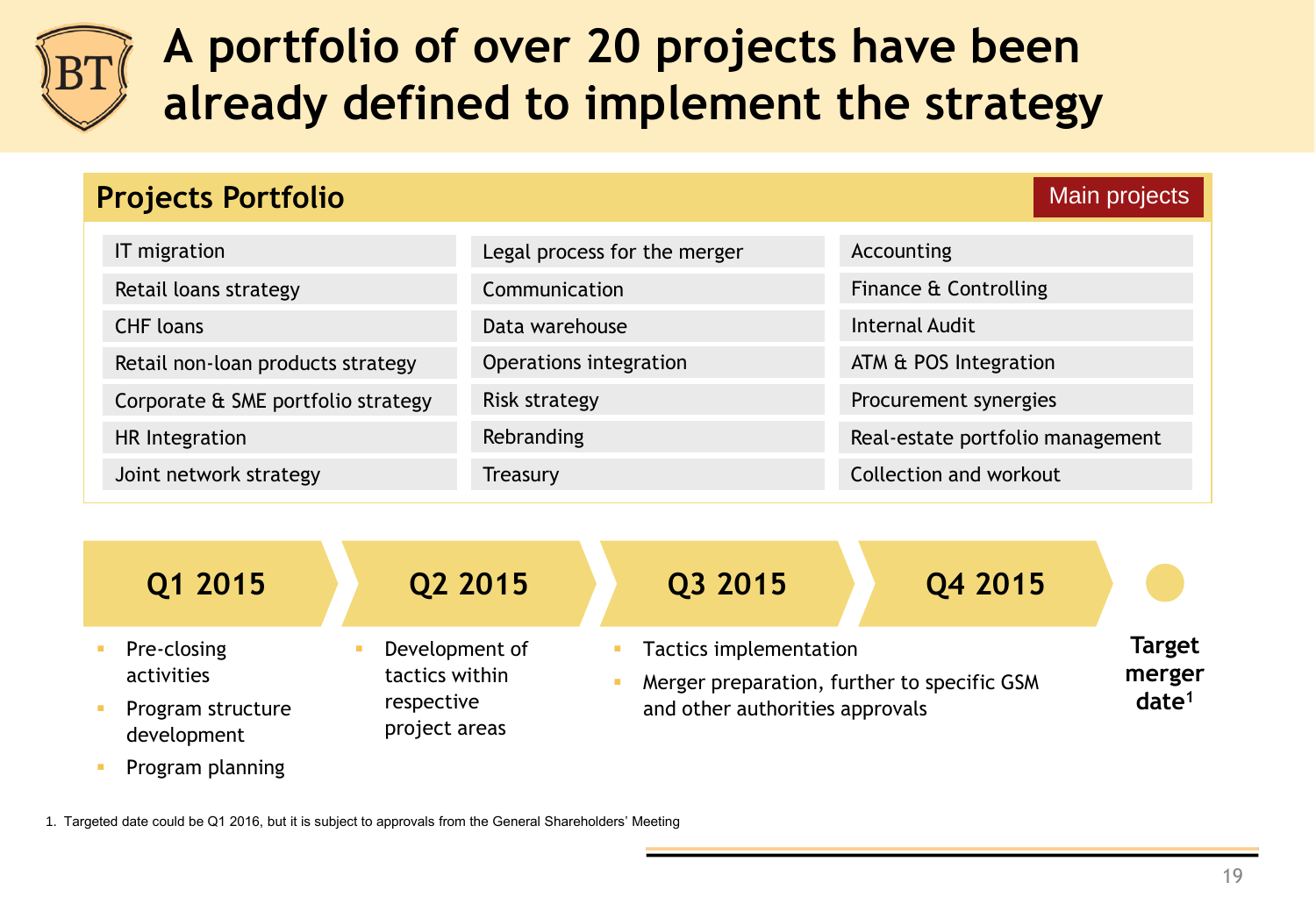# A portfolio of over 20 projects have been already defined to implement the strategy

## Projects Portfolio

Main projects

| | | |
|---|---|---|
| IT migration | Legal process for the merger | Accounting |
| Retail loans strategy | Communication | Finance & Controlling |
| CHF loans | Data warehouse | Internal Audit |
| Retail non-loan products strategy | Operations integration | ATM & POS Integration |
| Corporate & SME portfolio strategy | Risk strategy | Procurement synergies |
| HR Integration | Rebranding | Real-estate portfolio management |
| Joint network strategy | Treasury | Collection and workout |

### Q1 2015

- Pre-closing activities
- Program structure development
- Program planning

### Q2 2015

- Development of tactics within respective project areas

### Q3 2015 / Q4 2015

- Tactics implementation
- Merger preparation, further to specific GSM and other authorities approvals

**Target merger date[1]**

1. Targeted date could be Q1 2016, but it is subject to approvals from the General Shareholders' Meeting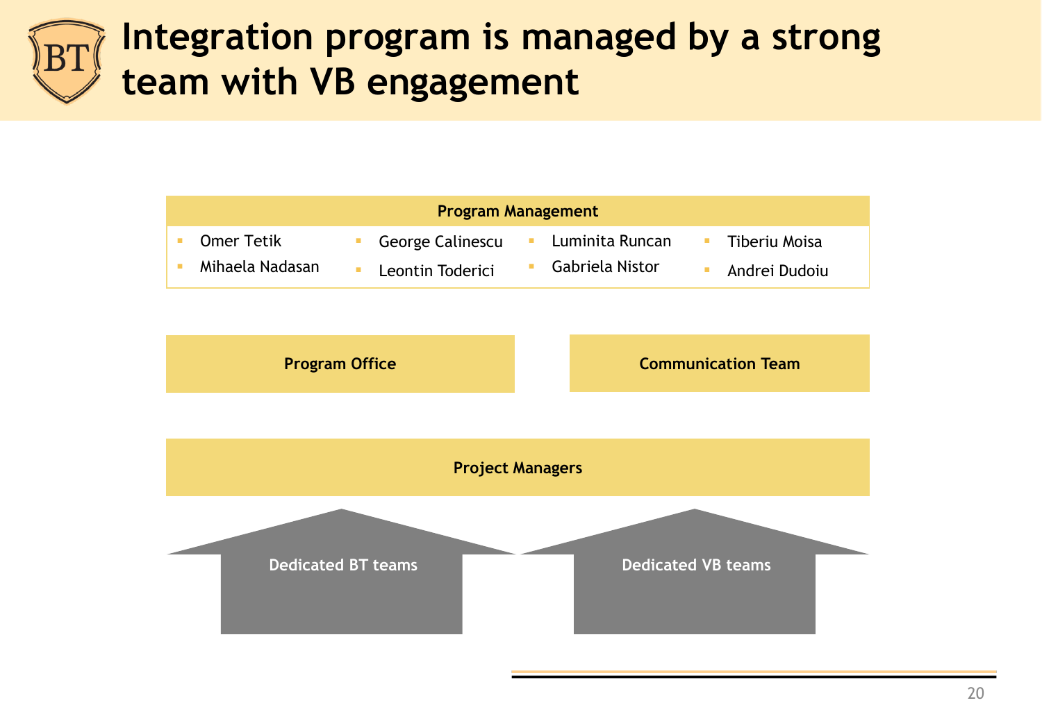# Integration program is managed by a strong team with VB engagement

**Program Management**

- Omer Tetik
- Mihaela Nadasan
- George Calinescu
- Leontin Toderici
- Luminita Runcan
- Gabriela Nistor
- Tiberiu Moisa
- Andrei Dudoiu

**Program Office**

**Communication Team**

**Project Managers**

**Dedicated BT teams**

**Dedicated VB teams**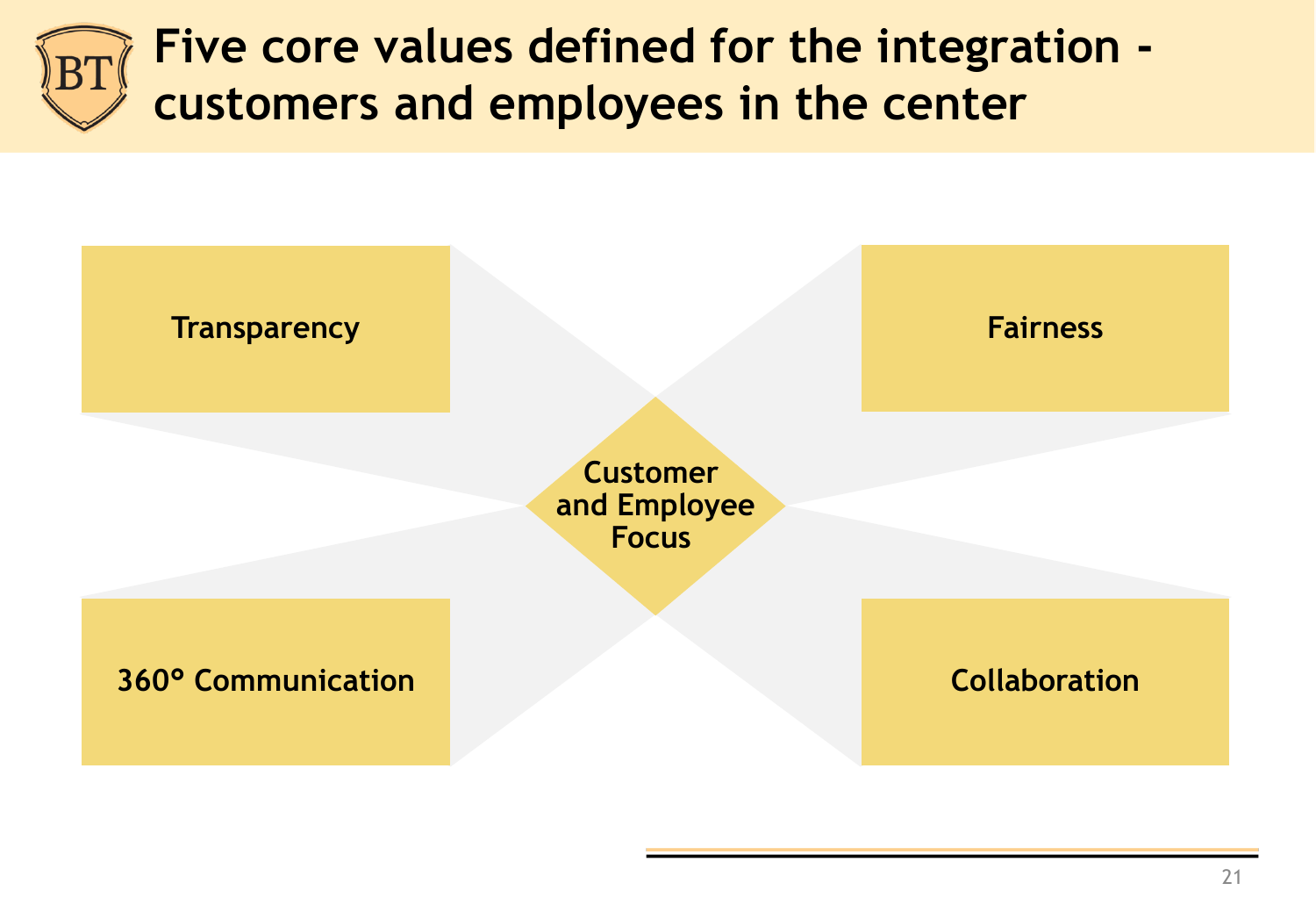# Five core values defined for the integration - customers and employees in the center

- Transparency
- Fairness
- Customer and Employee Focus
- 360° Communication
- Collaboration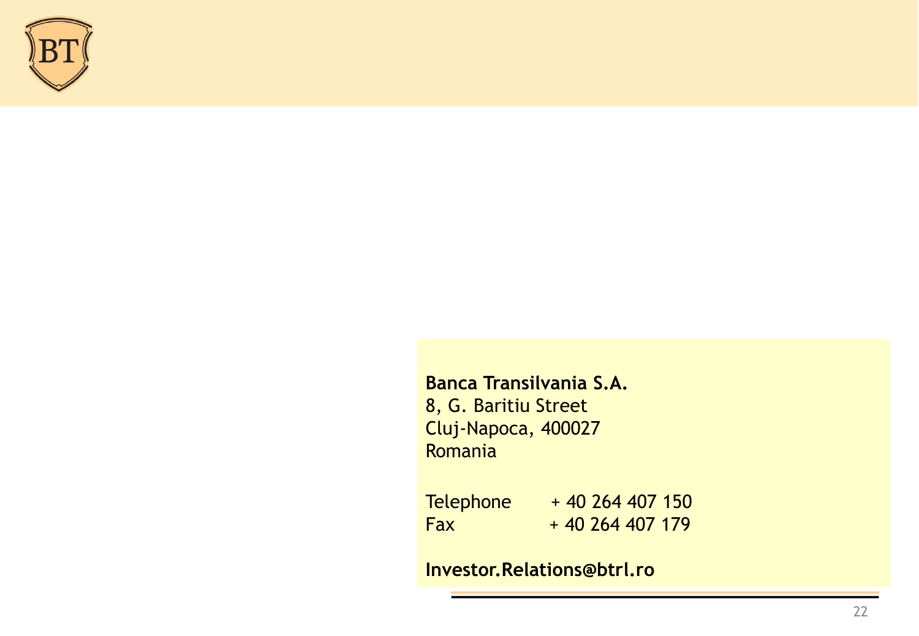**Banca Transilvania S.A.**
8, G. Baritiu Street
Cluj-Napoca, 400027
Romania

Telephone + 40 264 407 150
Fax + 40 264 407 179

**Investor.Relations@btrl.ro**